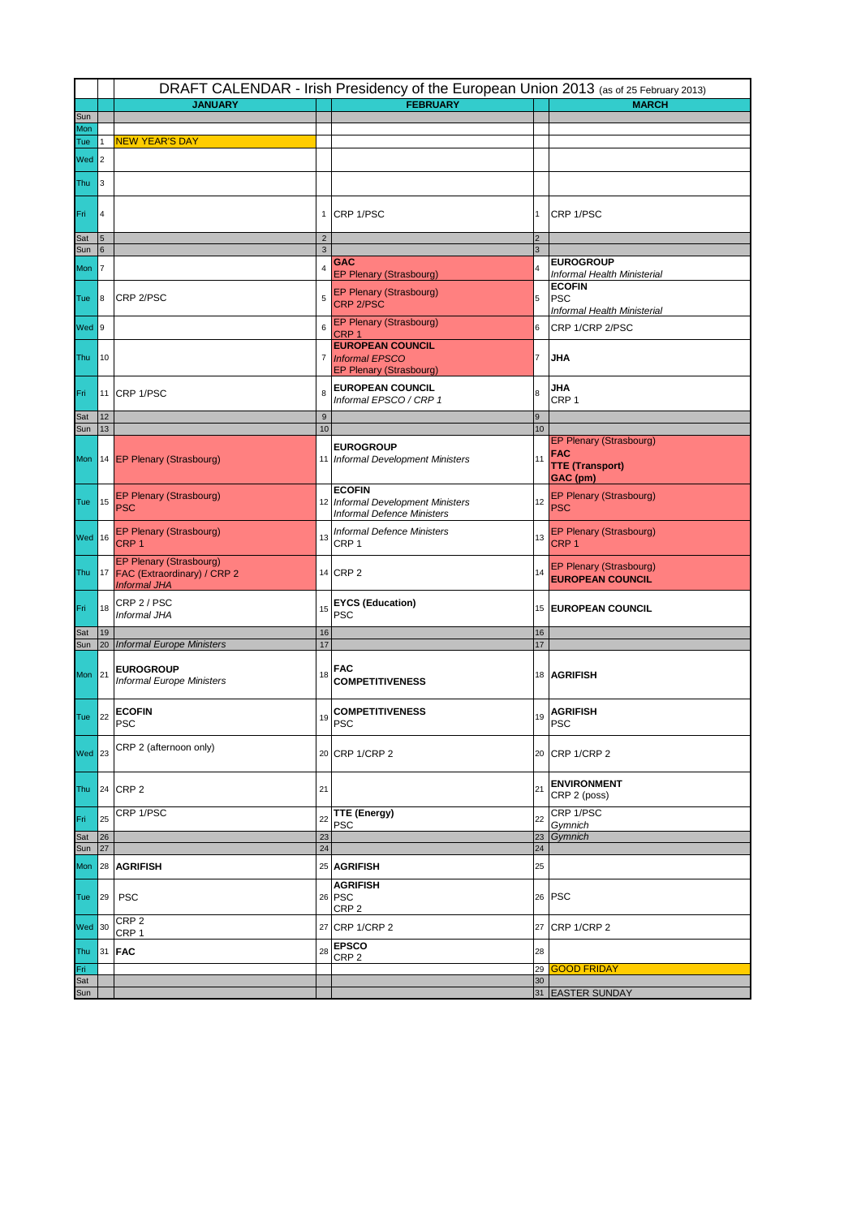# DRAFT CALENDAR - Irish Presidency of the European Union 2013 (as of 25 February 2013)

| | | JANUARY | | FEBRUARY | | MARCH |
|---|---|---|---|---|---|---|
| Sun | | | | | | |
| Mon | | | | | | |
| Tue | 1 | NEW YEAR'S DAY | | | | |
| Wed | 2 | | | | | |
| Thu | 3 | | | | | |
| Fri | 4 | | 1 | CRP 1/PSC | 1 | CRP 1/PSC |
| Sat | 5 | | 2 | | 2 | |
| Sun | 6 | | 3 | | 3 | |
| Mon | 7 | | 4 | **GAC**<br>EP Plenary (Strasbourg) | 4 | **EUROGROUP**<br>*Informal Health Ministerial* |
| Tue | 8 | CRP 2/PSC | 5 | EP Plenary (Strasbourg)<br>CRP 2/PSC | 5 | **ECOFIN**<br>PSC<br>*Informal Health Ministerial* |
| Wed | 9 | | 6 | EP Plenary (Strasbourg)<br>CRP 1 | 6 | CRP 1/CRP 2/PSC |
| Thu | 10 | | 7 | **EUROPEAN COUNCIL**<br>*Informal EPSCO*<br>EP Plenary (Strasbourg) | 7 | **JHA** |
| Fri | 11 | CRP 1/PSC | 8 | **EUROPEAN COUNCIL**<br>*Informal EPSCO / CRP 1* | 8 | **JHA**<br>CRP 1 |
| Sat | 12 | | 9 | | 9 | |
| Sun | 13 | | 10 | | 10 | |
| Mon | 14 | EP Plenary (Strasbourg) | 11 | **EUROGROUP**<br>*Informal Development Ministers* | 11 | EP Plenary (Strasbourg)<br>**FAC**<br>**TTE (Transport)**<br>**GAC (pm)** |
| Tue | 15 | EP Plenary (Strasbourg)<br>PSC | 12 | **ECOFIN**<br>*Informal Development Ministers*<br>*Informal Defence Ministers* | 12 | EP Plenary (Strasbourg)<br>PSC |
| Wed | 16 | EP Plenary (Strasbourg)<br>CRP 1 | 13 | *Informal Defence Ministers*<br>CRP 1 | 13 | EP Plenary (Strasbourg)<br>CRP 1 |
| Thu | 17 | EP Plenary (Strasbourg)<br>FAC (Extraordinary) / CRP 2<br>*Informal JHA* | 14 | CRP 2 | 14 | EP Plenary (Strasbourg)<br>**EUROPEAN COUNCIL** |
| Fri | 18 | CRP 2 / PSC<br>*Informal JHA* | 15 | **EYCS (Education)**<br>PSC | 15 | **EUROPEAN COUNCIL** |
| Sat | 19 | | 16 | | 16 | |
| Sun | 20 | *Informal Europe Ministers* | 17 | | 17 | |
| Mon | 21 | **EUROGROUP**<br>*Informal Europe Ministers* | 18 | **FAC**<br>**COMPETITIVENESS** | 18 | **AGRIFISH** |
| Tue | 22 | **ECOFIN**<br>PSC | 19 | **COMPETITIVENESS**<br>PSC | 19 | **AGRIFISH**<br>PSC |
| Wed | 23 | CRP 2 (afternoon only) | 20 | CRP 1/CRP 2 | 20 | CRP 1/CRP 2 |
| Thu | 24 | CRP 2 | 21 | | 21 | **ENVIRONMENT**<br>CRP 2 (poss) |
| Fri | 25 | CRP 1/PSC | 22 | **TTE (Energy)**<br>PSC | 22 | CRP 1/PSC<br>*Gymnich* |
| Sat | 26 | | 23 | | 23 | *Gymnich* |
| Sun | 27 | | 24 | | 24 | |
| Mon | 28 | **AGRIFISH** | 25 | **AGRIFISH** | 25 | |
| Tue | 29 | PSC | 26 | **AGRIFISH**<br>PSC<br>CRP 2 | 26 | PSC |
| Wed | 30 | CRP 2<br>CRP 1 | 27 | CRP 1/CRP 2 | 27 | CRP 1/CRP 2 |
| Thu | 31 | **FAC** | 28 | **EPSCO**<br>CRP 2 | 28 | |
| Fri | | | | | 29 | GOOD FRIDAY |
| Sat | | | | | 30 | |
| Sun | | | | | 31 | EASTER SUNDAY |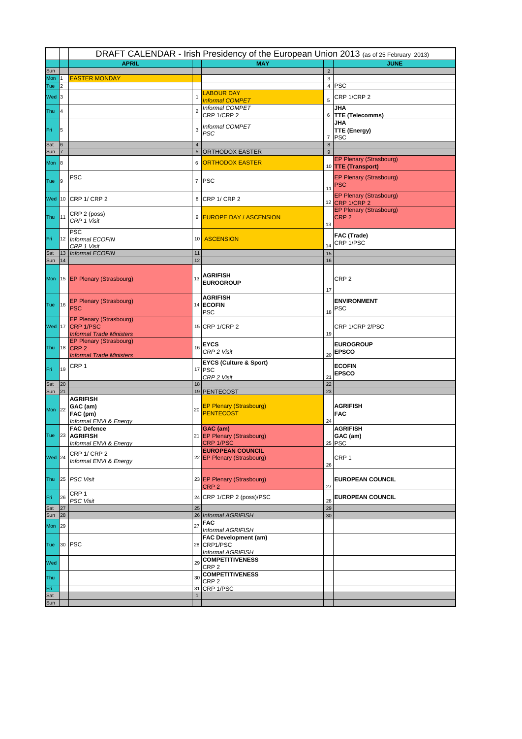| | | DRAFT CALENDAR - Irish Presidency of the European Union 2013 (as of 25 February 2013) | | | | |
|---|---|---|---|---|---|---|
| | | **APRIL** | | **MAY** | | **JUNE** |
| Sun | | | | | 2 | |
| Mon | 1 | EASTER MONDAY | | | 3 | |
| Tue | 2 | | | | 4 | PSC |
| Wed | 3 | | 1 | LABOUR DAY<br>*Informal COMPET* | 5 | CRP 1/CRP 2 |
| Thu | 4 | | 2 | *Informal COMPET*<br>CRP 1/CRP 2 | 6 | **JHA**<br>**TTE (Telecomms)** |
| Fri | 5 | | 3 | *Informal COMPET*<br>*PSC* | 7 | **JHA**<br>**TTE (Energy)**<br>PSC |
| Sat | 6 | | 4 | | 8 | |
| Sun | 7 | | 5 | ORTHODOX EASTER | 9 | |
| Mon | 8 | | 6 | ORTHODOX EASTER | 10 | EP Plenary (Strasbourg)<br>**TTE (Transport)** |
| Tue | 9 | PSC | 7 | PSC | 11 | EP Plenary (Strasbourg)<br>PSC |
| Wed | 10 | CRP 1/ CRP 2 | 8 | CRP 1/ CRP 2 | 12 | EP Plenary (Strasbourg)<br>CRP 1/CRP 2 |
| Thu | 11 | CRP 2 (poss)<br>*CRP 1 Visit* | 9 | EUROPE DAY / ASCENSION | 13 | EP Plenary (Strasbourg)<br>CRP 2 |
| Fri | 12 | PSC<br>*Informal ECOFIN*<br>*CRP 1 Visit* | 10 | ASCENSION | 14 | **FAC (Trade)**<br>CRP 1/PSC |
| Sat | 13 | *Informal ECOFIN* | 11 | | 15 | |
| Sun | 14 | | 12 | | 16 | |
| Mon | 15 | EP Plenary (Strasbourg) | 13 | **AGRIFISH**<br>**EUROGROUP** | 17 | CRP 2 |
| Tue | 16 | EP Plenary (Strasbourg)<br>PSC | 14 | **AGRIFISH**<br>**ECOFIN**<br>PSC | 18 | **ENVIRONMENT**<br>PSC |
| Wed | 17 | EP Plenary (Strasbourg)<br>CRP 1/PSC<br>*Informal Trade Ministers* | 15 | CRP 1/CRP 2 | 19 | CRP 1/CRP 2/PSC |
| Thu | 18 | EP Plenary (Strasbourg)<br>CRP 2<br>*Informal Trade Ministers* | 16 | **EYCS**<br>*CRP 2 Visit* | 20 | **EUROGROUP**<br>**EPSCO** |
| Fri | 19 | CRP 1 | 17 | **EYCS (Culture & Sport)**<br>PSC<br>*CRP 2 Visit* | 21 | **ECOFIN**<br>**EPSCO** |
| Sat | 20 | | 18 | | 22 | |
| Sun | 21 | | 19 | PENTECOST | 23 | |
| Mon | 22 | **AGRIFISH**<br>**GAC (am)**<br>**FAC (pm)**<br>*Informal ENVI & Energy* | 20 | EP Plenary (Strasbourg)<br>PENTECOST | 24 | **AGRIFISH**<br>**FAC** |
| Tue | 23 | **FAC Defence**<br>**AGRIFISH**<br>*Informal ENVI & Energy* | 21 | **GAC (am)**<br>EP Plenary (Strasbourg)<br>CRP 1/PSC | 25 | **AGRIFISH**<br>**GAC (am)**<br>PSC |
| Wed | 24 | CRP 1/ CRP 2<br>*Informal ENVI & Energy* | 22 | **EUROPEAN COUNCIL**<br>EP Plenary (Strasbourg) | 26 | CRP 1 |
| Thu | 25 | *PSC Visit* | 23 | EP Plenary (Strasbourg)<br>CRP 2 | 27 | **EUROPEAN COUNCIL** |
| Fri | 26 | CRP 1<br>*PSC Visit* | 24 | CRP 1/CRP 2 (poss)/PSC | 28 | **EUROPEAN COUNCIL** |
| Sat | 27 | | 25 | | 29 | |
| Sun | 28 | | 26 | *Informal AGRIFISH* | 30 | |
| Mon | 29 | | 27 | **FAC**<br>*Informal AGRIFISH* | | |
| Tue | 30 | PSC | 28 | **FAC Development (am)**<br>CRP1/PSC<br>*Informal AGRIFISH* | | |
| Wed | | | 29 | **COMPETITIVENESS**<br>CRP 2 | | |
| Thu | | | 30 | **COMPETITIVENESS**<br>CRP 2 | | |
| Fri | | | 31 | CRP 1/PSC | | |
| Sat | | | 1 | | | |
| Sun | | | | | | |